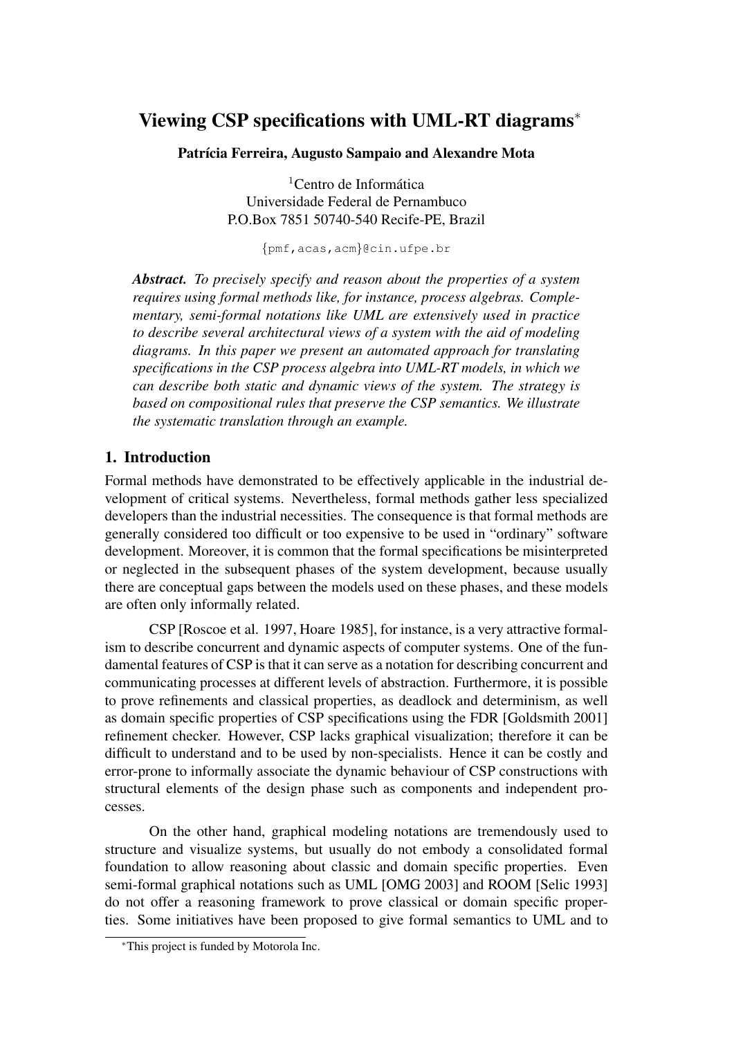# Viewing CSP specifications with UML-RT diagrams*

**Patrícia Ferreira, Augusto Sampaio and Alexandre Mota**

[1]Centro de Informática
Universidade Federal de Pernambuco
P.O.Box 7851 50740-540 Recife-PE, Brazil

{pmf,acas,acm}@cin.ufpe.br

***Abstract.*** *To precisely specify and reason about the properties of a system requires using formal methods like, for instance, process algebras. Complementary, semi-formal notations like UML are extensively used in practice to describe several architectural views of a system with the aid of modeling diagrams. In this paper we present an automated approach for translating specifications in the CSP process algebra into UML-RT models, in which we can describe both static and dynamic views of the system. The strategy is based on compositional rules that preserve the CSP semantics. We illustrate the systematic translation through an example.*

## 1. Introduction

Formal methods have demonstrated to be effectively applicable in the industrial development of critical systems. Nevertheless, formal methods gather less specialized developers than the industrial necessities. The consequence is that formal methods are generally considered too difficult or too expensive to be used in "ordinary" software development. Moreover, it is common that the formal specifications be misinterpreted or neglected in the subsequent phases of the system development, because usually there are conceptual gaps between the models used on these phases, and these models are often only informally related.

CSP [Roscoe et al. 1997, Hoare 1985], for instance, is a very attractive formalism to describe concurrent and dynamic aspects of computer systems. One of the fundamental features of CSP is that it can serve as a notation for describing concurrent and communicating processes at different levels of abstraction. Furthermore, it is possible to prove refinements and classical properties, as deadlock and determinism, as well as domain specific properties of CSP specifications using the FDR [Goldsmith 2001] refinement checker. However, CSP lacks graphical visualization; therefore it can be difficult to understand and to be used by non-specialists. Hence it can be costly and error-prone to informally associate the dynamic behaviour of CSP constructions with structural elements of the design phase such as components and independent processes.

On the other hand, graphical modeling notations are tremendously used to structure and visualize systems, but usually do not embody a consolidated formal foundation to allow reasoning about classic and domain specific properties. Even semi-formal graphical notations such as UML [OMG 2003] and ROOM [Selic 1993] do not offer a reasoning framework to prove classical or domain specific properties. Some initiatives have been proposed to give formal semantics to UML and to

*This project is funded by Motorola Inc.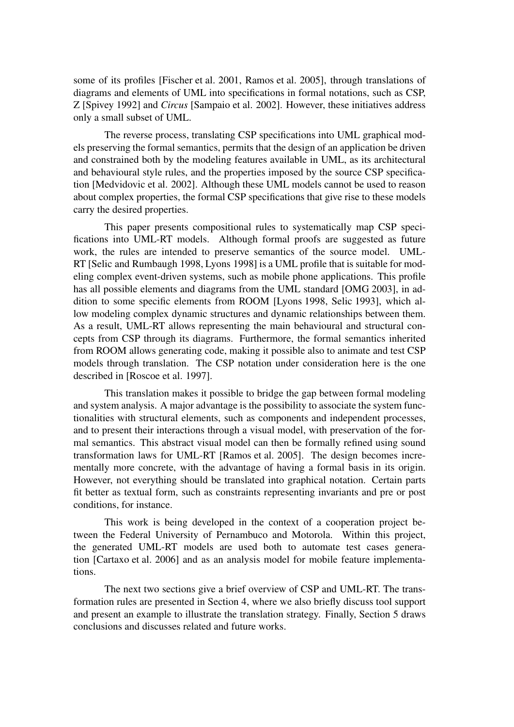some of its profiles [Fischer et al. 2001, Ramos et al. 2005], through translations of diagrams and elements of UML into specifications in formal notations, such as CSP, Z [Spivey 1992] and *Circus* [Sampaio et al. 2002]. However, these initiatives address only a small subset of UML.

The reverse process, translating CSP specifications into UML graphical models preserving the formal semantics, permits that the design of an application be driven and constrained both by the modeling features available in UML, as its architectural and behavioural style rules, and the properties imposed by the source CSP specification [Medvidovic et al. 2002]. Although these UML models cannot be used to reason about complex properties, the formal CSP specifications that give rise to these models carry the desired properties.

This paper presents compositional rules to systematically map CSP specifications into UML-RT models. Although formal proofs are suggested as future work, the rules are intended to preserve semantics of the source model. UML-RT [Selic and Rumbaugh 1998, Lyons 1998] is a UML profile that is suitable for modeling complex event-driven systems, such as mobile phone applications. This profile has all possible elements and diagrams from the UML standard [OMG 2003], in addition to some specific elements from ROOM [Lyons 1998, Selic 1993], which allow modeling complex dynamic structures and dynamic relationships between them. As a result, UML-RT allows representing the main behavioural and structural concepts from CSP through its diagrams. Furthermore, the formal semantics inherited from ROOM allows generating code, making it possible also to animate and test CSP models through translation. The CSP notation under consideration here is the one described in [Roscoe et al. 1997].

This translation makes it possible to bridge the gap between formal modeling and system analysis. A major advantage is the possibility to associate the system functionalities with structural elements, such as components and independent processes, and to present their interactions through a visual model, with preservation of the formal semantics. This abstract visual model can then be formally refined using sound transformation laws for UML-RT [Ramos et al. 2005]. The design becomes incrementally more concrete, with the advantage of having a formal basis in its origin. However, not everything should be translated into graphical notation. Certain parts fit better as textual form, such as constraints representing invariants and pre or post conditions, for instance.

This work is being developed in the context of a cooperation project between the Federal University of Pernambuco and Motorola. Within this project, the generated UML-RT models are used both to automate test cases generation [Cartaxo et al. 2006] and as an analysis model for mobile feature implementations.

The next two sections give a brief overview of CSP and UML-RT. The transformation rules are presented in Section 4, where we also briefly discuss tool support and present an example to illustrate the translation strategy. Finally, Section 5 draws conclusions and discusses related and future works.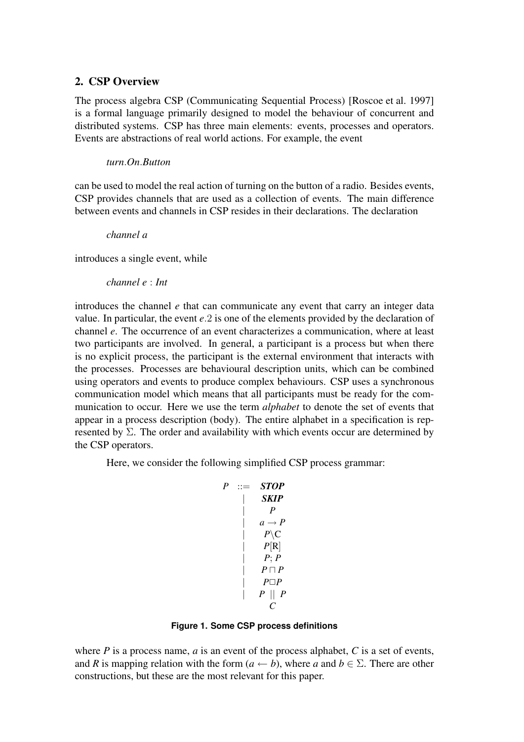## 2. CSP Overview

The process algebra CSP (Communicating Sequential Process) [Roscoe et al. 1997] is a formal language primarily designed to model the behaviour of concurrent and distributed systems. CSP has three main elements: events, processes and operators. Events are abstractions of real world actions. For example, the event

$$turn.On.Button$$

can be used to model the real action of turning on the button of a radio. Besides events, CSP provides channels that are used as a collection of events. The main difference between events and channels in CSP resides in their declarations. The declaration

$$channel\ a$$

introduces a single event, while

$$channel\ e : Int$$

introduces the channel $e$ that can communicate any event that carry an integer data value. In particular, the event $e.2$ is one of the elements provided by the declaration of channel $e$. The occurrence of an event characterizes a communication, where at least two participants are involved. In general, a participant is a process but when there is no explicit process, the participant is the external environment that interacts with the processes. Processes are behavioural description units, which can be combined using operators and events to produce complex behaviours. CSP uses a synchronous communication model which means that all participants must be ready for the communication to occur. Here we use the term *alphabet* to denote the set of events that appear in a process description (body). The entire alphabet in a specification is represented by $\Sigma$. The order and availability with which events occur are determined by the CSP operators.

Here, we consider the following simplified CSP process grammar:

$$
\begin{array}{rcl}
P & ::= & \textbf{\textit{STOP}} \\
 & | & \textbf{\textit{SKIP}} \\
 & | & P \\
 & | & a \rightarrow P \\
 & | & P \backslash \mathrm{C} \\
 & | & P[\mathrm{R}] \\
 & | & P;\, P \\
 & | & P \sqcap P \\
 & | & P \Box P \\
 & | & P \underset{C}{\parallel} P
\end{array}
$$

**Figure 1. Some CSP process definitions**

where $P$ is a process name, $a$ is an event of the process alphabet, $C$ is a set of events, and $R$ is mapping relation with the form $(a \leftarrow b)$, where $a$ and $b \in \Sigma$. There are other constructions, but these are the most relevant for this paper.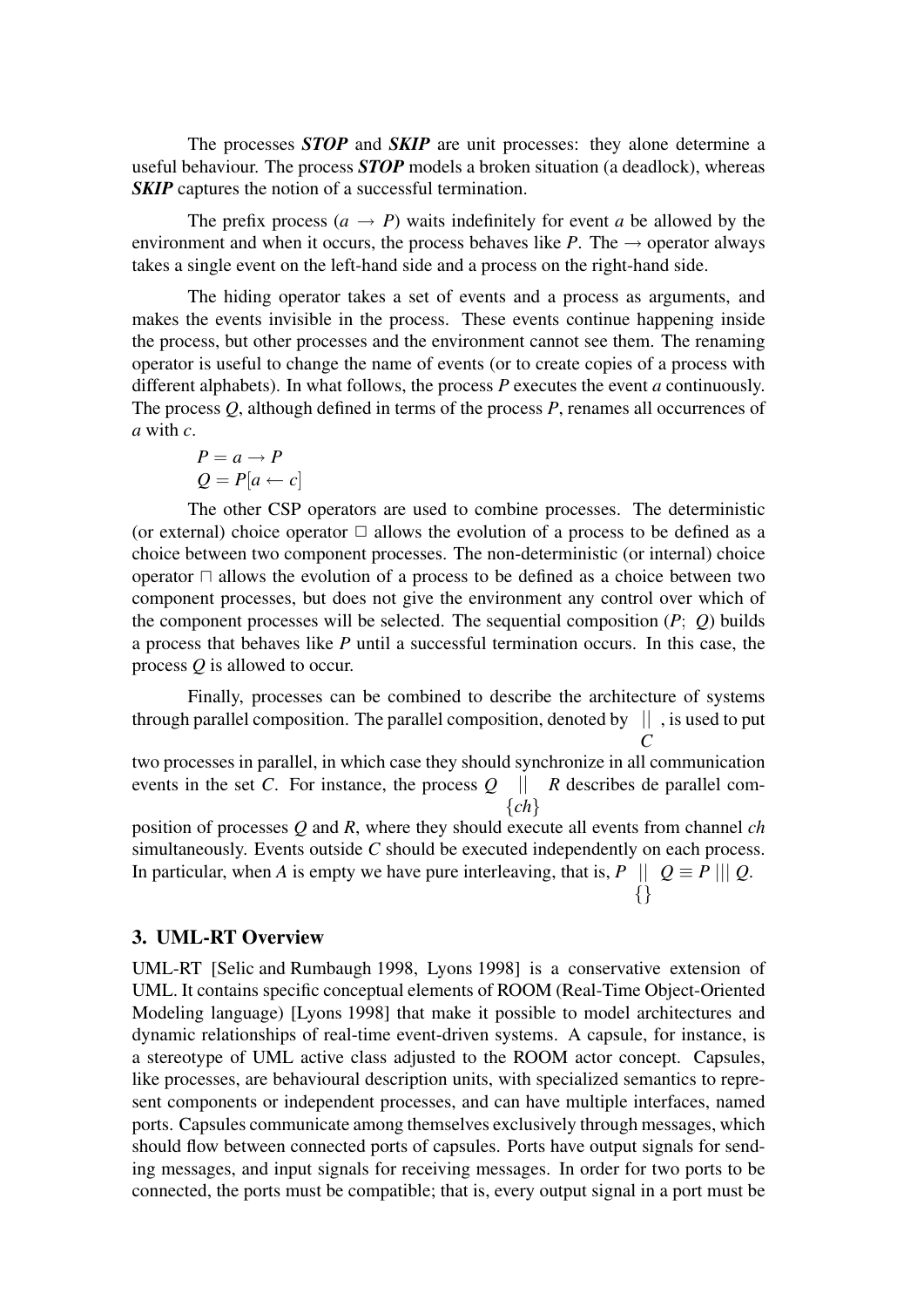The processes ***STOP*** and ***SKIP*** are unit processes: they alone determine a useful behaviour. The process ***STOP*** models a broken situation (a deadlock), whereas ***SKIP*** captures the notion of a successful termination.

The prefix process ($a \rightarrow P$) waits indefinitely for event $a$ be allowed by the environment and when it occurs, the process behaves like $P$. The $\rightarrow$ operator always takes a single event on the left-hand side and a process on the right-hand side.

The hiding operator takes a set of events and a process as arguments, and makes the events invisible in the process. These events continue happening inside the process, but other processes and the environment cannot see them. The renaming operator is useful to change the name of events (or to create copies of a process with different alphabets). In what follows, the process $P$ executes the event $a$ continuously. The process $Q$, although defined in terms of the process $P$, renames all occurrences of $a$ with $c$.

$$P = a \rightarrow P$$
$$Q = P[a \leftarrow c]$$

The other CSP operators are used to combine processes. The deterministic (or external) choice operator $\Box$ allows the evolution of a process to be defined as a choice between two component processes. The non-deterministic (or internal) choice operator $\sqcap$ allows the evolution of a process to be defined as a choice between two component processes, but does not give the environment any control over which of the component processes will be selected. The sequential composition ($P;\ Q$) builds a process that behaves like $P$ until a successful termination occurs. In this case, the process $Q$ is allowed to occur.

Finally, processes can be combined to describe the architecture of systems through parallel composition. The parallel composition, denoted by $\underset{C}{||}$, is used to put two processes in parallel, in which case they should synchronize in all communication events in the set $C$. For instance, the process $Q \underset{\{ch\}}{||} R$ describes de parallel composition of processes $Q$ and $R$, where they should execute all events from channel $ch$ simultaneously. Events outside $C$ should be executed independently on each process. In particular, when $A$ is empty we have pure interleaving, that is, $P \underset{\{\}}{||} Q \equiv P \, ||| \, Q$.

## 3. UML-RT Overview

UML-RT [Selic and Rumbaugh 1998, Lyons 1998] is a conservative extension of UML. It contains specific conceptual elements of ROOM (Real-Time Object-Oriented Modeling language) [Lyons 1998] that make it possible to model architectures and dynamic relationships of real-time event-driven systems. A capsule, for instance, is a stereotype of UML active class adjusted to the ROOM actor concept. Capsules, like processes, are behavioural description units, with specialized semantics to represent components or independent processes, and can have multiple interfaces, named ports. Capsules communicate among themselves exclusively through messages, which should flow between connected ports of capsules. Ports have output signals for sending messages, and input signals for receiving messages. In order for two ports to be connected, the ports must be compatible; that is, every output signal in a port must be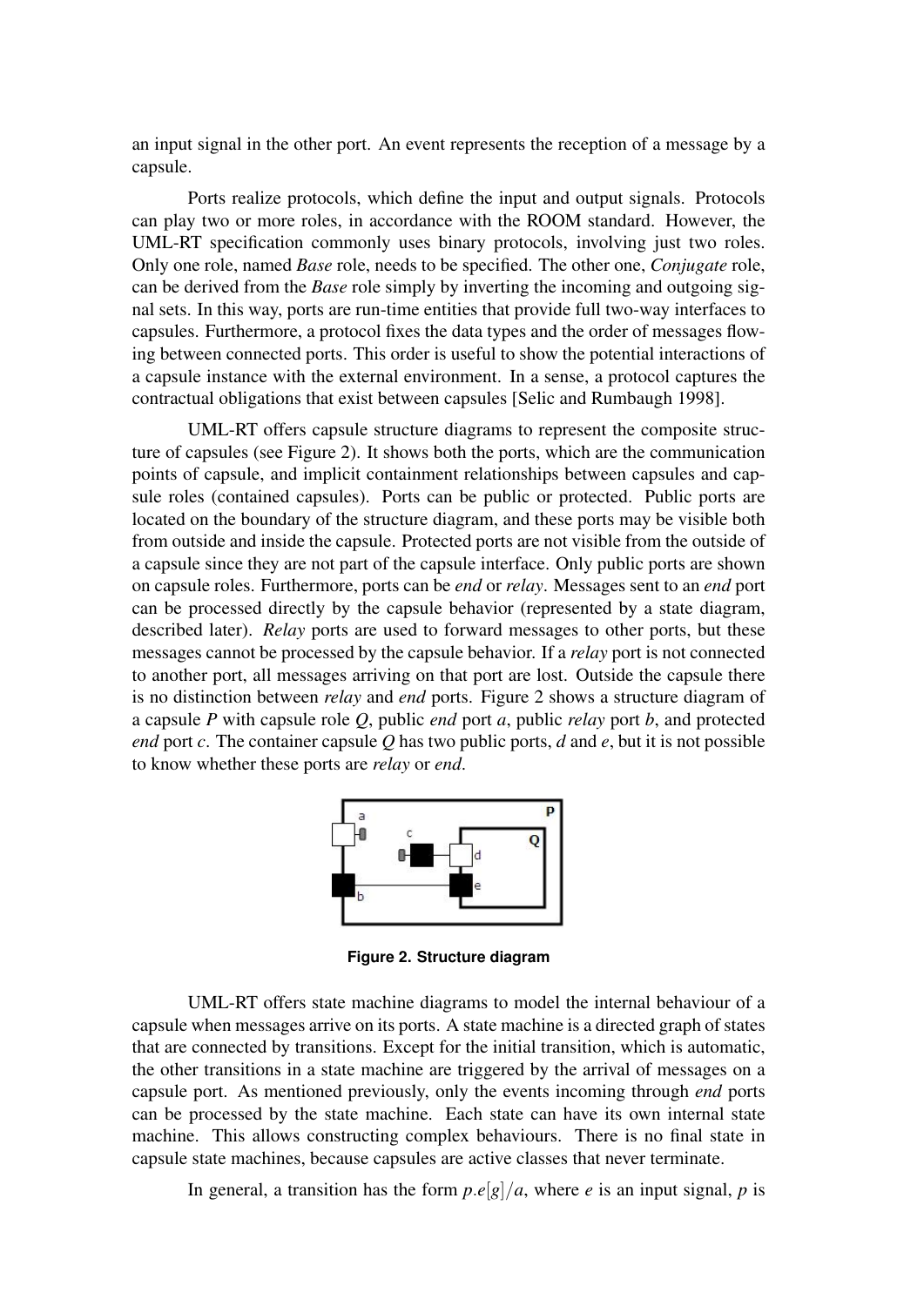an input signal in the other port. An event represents the reception of a message by a capsule.

Ports realize protocols, which define the input and output signals. Protocols can play two or more roles, in accordance with the ROOM standard. However, the UML-RT specification commonly uses binary protocols, involving just two roles. Only one role, named *Base* role, needs to be specified. The other one, *Conjugate* role, can be derived from the *Base* role simply by inverting the incoming and outgoing signal sets. In this way, ports are run-time entities that provide full two-way interfaces to capsules. Furthermore, a protocol fixes the data types and the order of messages flowing between connected ports. This order is useful to show the potential interactions of a capsule instance with the external environment. In a sense, a protocol captures the contractual obligations that exist between capsules [Selic and Rumbaugh 1998].

UML-RT offers capsule structure diagrams to represent the composite structure of capsules (see Figure 2). It shows both the ports, which are the communication points of capsule, and implicit containment relationships between capsules and capsule roles (contained capsules). Ports can be public or protected. Public ports are located on the boundary of the structure diagram, and these ports may be visible both from outside and inside the capsule. Protected ports are not visible from the outside of a capsule since they are not part of the capsule interface. Only public ports are shown on capsule roles. Furthermore, ports can be *end* or *relay*. Messages sent to an *end* port can be processed directly by the capsule behavior (represented by a state diagram, described later). *Relay* ports are used to forward messages to other ports, but these messages cannot be processed by the capsule behavior. If a *relay* port is not connected to another port, all messages arriving on that port are lost. Outside the capsule there is no distinction between *relay* and *end* ports. Figure 2 shows a structure diagram of a capsule *P* with capsule role *Q*, public *end* port *a*, public *relay* port *b*, and protected *end* port *c*. The container capsule *Q* has two public ports, *d* and *e*, but it is not possible to know whether these ports are *relay* or *end*.

**Figure 2. Structure diagram**

UML-RT offers state machine diagrams to model the internal behaviour of a capsule when messages arrive on its ports. A state machine is a directed graph of states that are connected by transitions. Except for the initial transition, which is automatic, the other transitions in a state machine are triggered by the arrival of messages on a capsule port. As mentioned previously, only the events incoming through *end* ports can be processed by the state machine. Each state can have its own internal state machine. This allows constructing complex behaviours. There is no final state in capsule state machines, because capsules are active classes that never terminate.

In general, a transition has the form $p.e[g]/a$, where $e$ is an input signal, $p$ is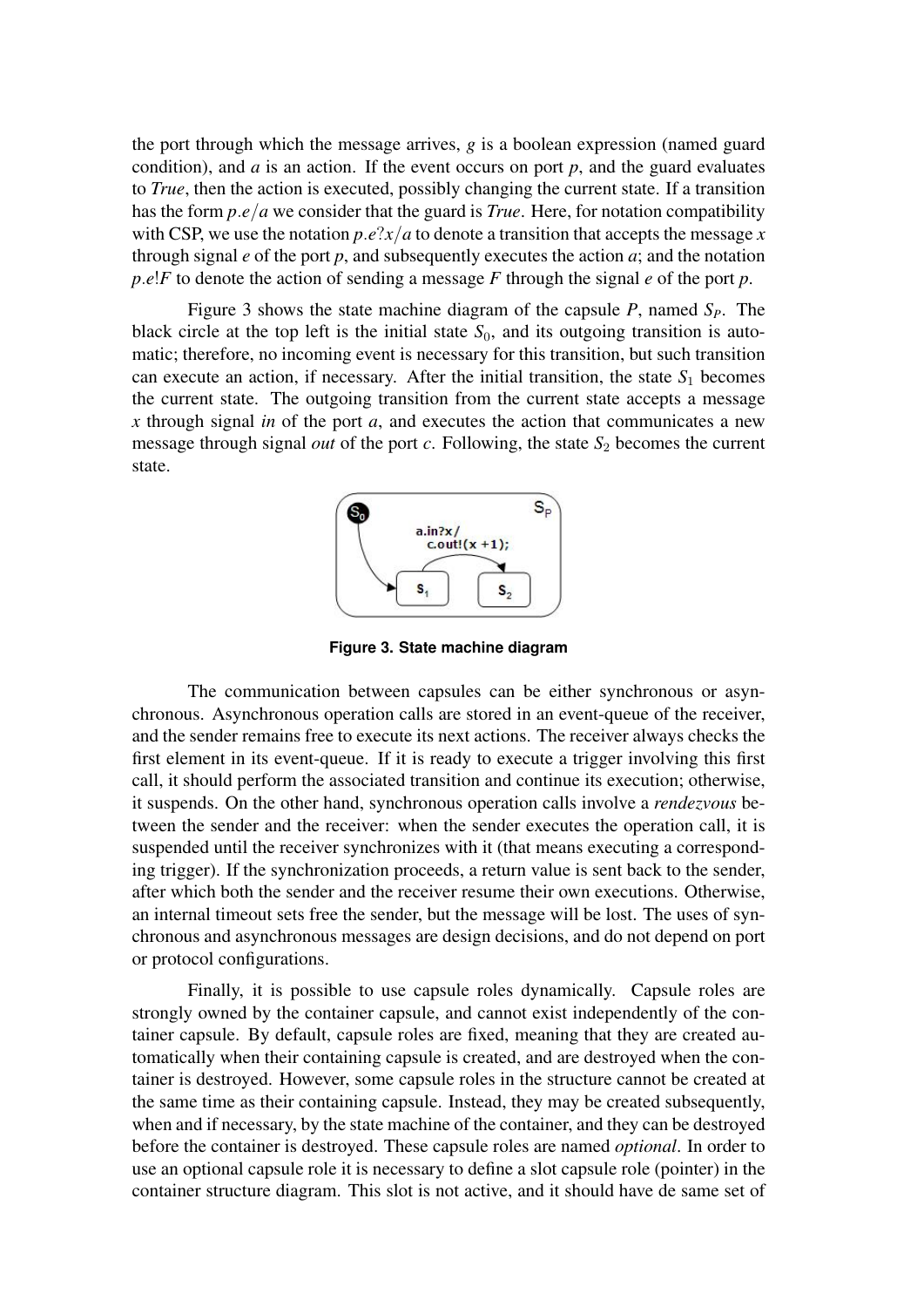the port through which the message arrives, $g$ is a boolean expression (named guard condition), and $a$ is an action. If the event occurs on port $p$, and the guard evaluates to *True*, then the action is executed, possibly changing the current state. If a transition has the form $p.e/a$ we consider that the guard is *True*. Here, for notation compatibility with CSP, we use the notation $p.e?x/a$ to denote a transition that accepts the message $x$ through signal $e$ of the port $p$, and subsequently executes the action $a$; and the notation $p.e!F$ to denote the action of sending a message $F$ through the signal $e$ of the port $p$.

Figure 3 shows the state machine diagram of the capsule $P$, named $S_P$. The black circle at the top left is the initial state $S_0$, and its outgoing transition is automatic; therefore, no incoming event is necessary for this transition, but such transition can execute an action, if necessary. After the initial transition, the state $S_1$ becomes the current state. The outgoing transition from the current state accepts a message $x$ through signal *in* of the port $a$, and executes the action that communicates a new message through signal *out* of the port $c$. Following, the state $S_2$ becomes the current state.

**Figure 3. State machine diagram**

The communication between capsules can be either synchronous or asynchronous. Asynchronous operation calls are stored in an event-queue of the receiver, and the sender remains free to execute its next actions. The receiver always checks the first element in its event-queue. If it is ready to execute a trigger involving this first call, it should perform the associated transition and continue its execution; otherwise, it suspends. On the other hand, synchronous operation calls involve a *rendezvous* between the sender and the receiver: when the sender executes the operation call, it is suspended until the receiver synchronizes with it (that means executing a corresponding trigger). If the synchronization proceeds, a return value is sent back to the sender, after which both the sender and the receiver resume their own executions. Otherwise, an internal timeout sets free the sender, but the message will be lost. The uses of synchronous and asynchronous messages are design decisions, and do not depend on port or protocol configurations.

Finally, it is possible to use capsule roles dynamically. Capsule roles are strongly owned by the container capsule, and cannot exist independently of the container capsule. By default, capsule roles are fixed, meaning that they are created automatically when their containing capsule is created, and are destroyed when the container is destroyed. However, some capsule roles in the structure cannot be created at the same time as their containing capsule. Instead, they may be created subsequently, when and if necessary, by the state machine of the container, and they can be destroyed before the container is destroyed. These capsule roles are named *optional*. In order to use an optional capsule role it is necessary to define a slot capsule role (pointer) in the container structure diagram. This slot is not active, and it should have de same set of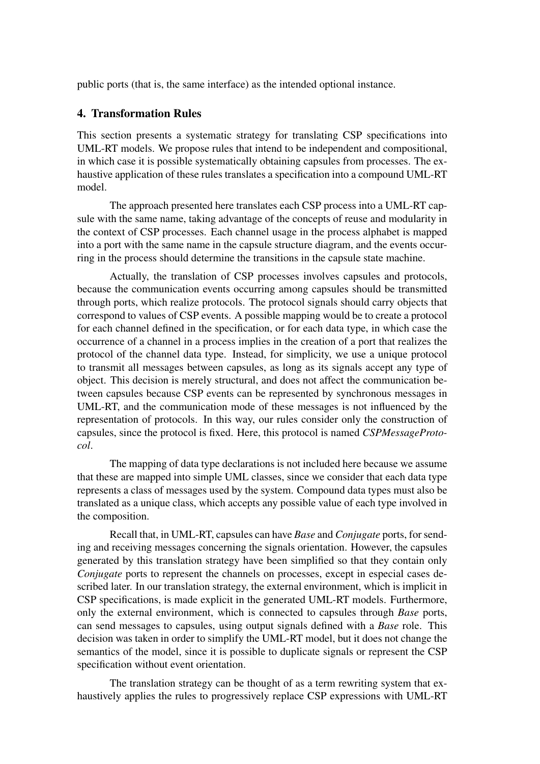public ports (that is, the same interface) as the intended optional instance.

## 4. Transformation Rules

This section presents a systematic strategy for translating CSP specifications into UML-RT models. We propose rules that intend to be independent and compositional, in which case it is possible systematically obtaining capsules from processes. The exhaustive application of these rules translates a specification into a compound UML-RT model.

The approach presented here translates each CSP process into a UML-RT capsule with the same name, taking advantage of the concepts of reuse and modularity in the context of CSP processes. Each channel usage in the process alphabet is mapped into a port with the same name in the capsule structure diagram, and the events occurring in the process should determine the transitions in the capsule state machine.

Actually, the translation of CSP processes involves capsules and protocols, because the communication events occurring among capsules should be transmitted through ports, which realize protocols. The protocol signals should carry objects that correspond to values of CSP events. A possible mapping would be to create a protocol for each channel defined in the specification, or for each data type, in which case the occurrence of a channel in a process implies in the creation of a port that realizes the protocol of the channel data type. Instead, for simplicity, we use a unique protocol to transmit all messages between capsules, as long as its signals accept any type of object. This decision is merely structural, and does not affect the communication between capsules because CSP events can be represented by synchronous messages in UML-RT, and the communication mode of these messages is not influenced by the representation of protocols. In this way, our rules consider only the construction of capsules, since the protocol is fixed. Here, this protocol is named *CSPMessageProtocol*.

The mapping of data type declarations is not included here because we assume that these are mapped into simple UML classes, since we consider that each data type represents a class of messages used by the system. Compound data types must also be translated as a unique class, which accepts any possible value of each type involved in the composition.

Recall that, in UML-RT, capsules can have *Base* and *Conjugate* ports, for sending and receiving messages concerning the signals orientation. However, the capsules generated by this translation strategy have been simplified so that they contain only *Conjugate* ports to represent the channels on processes, except in especial cases described later. In our translation strategy, the external environment, which is implicit in CSP specifications, is made explicit in the generated UML-RT models. Furthermore, only the external environment, which is connected to capsules through *Base* ports, can send messages to capsules, using output signals defined with a *Base* role. This decision was taken in order to simplify the UML-RT model, but it does not change the semantics of the model, since it is possible to duplicate signals or represent the CSP specification without event orientation.

The translation strategy can be thought of as a term rewriting system that exhaustively applies the rules to progressively replace CSP expressions with UML-RT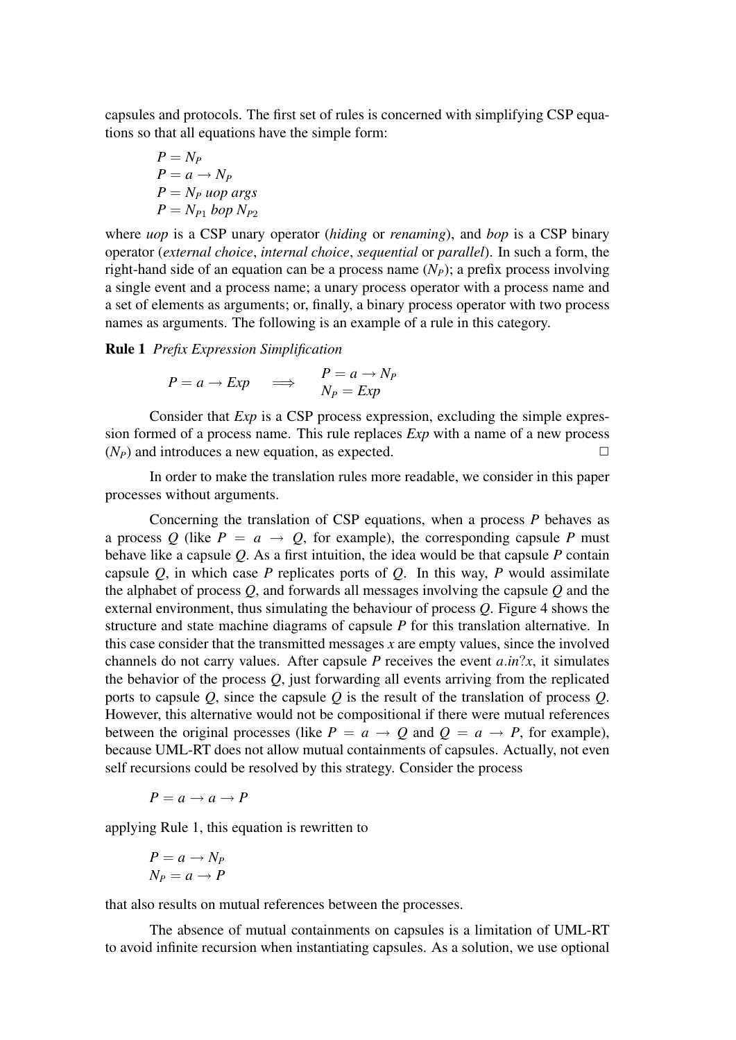capsules and protocols. The first set of rules is concerned with simplifying CSP equations so that all equations have the simple form:

$$P = N_P$$
$$P = a \rightarrow N_P$$
$$P = N_P \; uop \; args$$
$$P = N_{P1} \; bop \; N_{P2}$$

where *uop* is a CSP unary operator (*hiding* or *renaming*), and *bop* is a CSP binary operator (*external choice*, *internal choice*, *sequential* or *parallel*). In such a form, the right-hand side of an equation can be a process name ($N_P$); a prefix process involving a single event and a process name; a unary process operator with a process name and a set of elements as arguments; or, finally, a binary process operator with two process names as arguments. The following is an example of a rule in this category.

**Rule 1** *Prefix Expression Simplification*

$$P = a \rightarrow Exp \quad \Longrightarrow \quad \begin{array}{l} P = a \rightarrow N_P \\ N_P = Exp \end{array}$$

Consider that *Exp* is a CSP process expression, excluding the simple expression formed of a process name. This rule replaces *Exp* with a name of a new process ($N_P$) and introduces a new equation, as expected. □

In order to make the translation rules more readable, we consider in this paper processes without arguments.

Concerning the translation of CSP equations, when a process $P$ behaves as a process $Q$ (like $P = a \rightarrow Q$, for example), the corresponding capsule $P$ must behave like a capsule $Q$. As a first intuition, the idea would be that capsule $P$ contain capsule $Q$, in which case $P$ replicates ports of $Q$. In this way, $P$ would assimilate the alphabet of process $Q$, and forwards all messages involving the capsule $Q$ and the external environment, thus simulating the behaviour of process $Q$. Figure 4 shows the structure and state machine diagrams of capsule $P$ for this translation alternative. In this case consider that the transmitted messages $x$ are empty values, since the involved channels do not carry values. After capsule $P$ receives the event $a.in?x$, it simulates the behavior of the process $Q$, just forwarding all events arriving from the replicated ports to capsule $Q$, since the capsule $Q$ is the result of the translation of process $Q$. However, this alternative would not be compositional if there were mutual references between the original processes (like $P = a \rightarrow Q$ and $Q = a \rightarrow P$, for example), because UML-RT does not allow mutual containments of capsules. Actually, not even self recursions could be resolved by this strategy. Consider the process

$$P = a \rightarrow a \rightarrow P$$

applying Rule 1, this equation is rewritten to

$$P = a \rightarrow N_P$$
$$N_P = a \rightarrow P$$

that also results on mutual references between the processes.

The absence of mutual containments on capsules is a limitation of UML-RT to avoid infinite recursion when instantiating capsules. As a solution, we use optional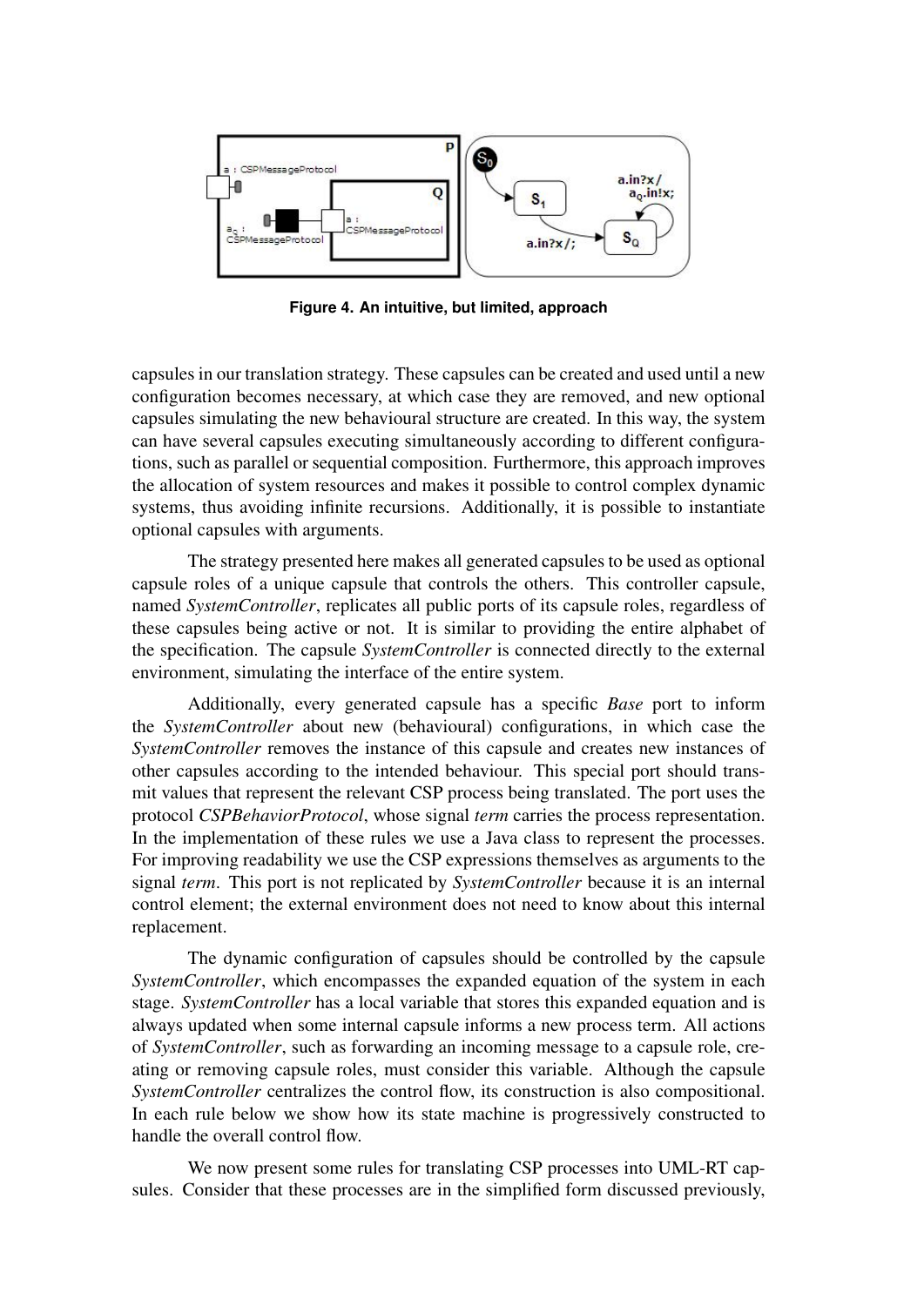Figure 4. An intuitive, but limited, approach

capsules in our translation strategy. These capsules can be created and used until a new configuration becomes necessary, at which case they are removed, and new optional capsules simulating the new behavioural structure are created. In this way, the system can have several capsules executing simultaneously according to different configurations, such as parallel or sequential composition. Furthermore, this approach improves the allocation of system resources and makes it possible to control complex dynamic systems, thus avoiding infinite recursions. Additionally, it is possible to instantiate optional capsules with arguments.

The strategy presented here makes all generated capsules to be used as optional capsule roles of a unique capsule that controls the others. This controller capsule, named *SystemController*, replicates all public ports of its capsule roles, regardless of these capsules being active or not. It is similar to providing the entire alphabet of the specification. The capsule *SystemController* is connected directly to the external environment, simulating the interface of the entire system.

Additionally, every generated capsule has a specific *Base* port to inform the *SystemController* about new (behavioural) configurations, in which case the *SystemController* removes the instance of this capsule and creates new instances of other capsules according to the intended behaviour. This special port should transmit values that represent the relevant CSP process being translated. The port uses the protocol *CSPBehaviorProtocol*, whose signal *term* carries the process representation. In the implementation of these rules we use a Java class to represent the processes. For improving readability we use the CSP expressions themselves as arguments to the signal *term*. This port is not replicated by *SystemController* because it is an internal control element; the external environment does not need to know about this internal replacement.

The dynamic configuration of capsules should be controlled by the capsule *SystemController*, which encompasses the expanded equation of the system in each stage. *SystemController* has a local variable that stores this expanded equation and is always updated when some internal capsule informs a new process term. All actions of *SystemController*, such as forwarding an incoming message to a capsule role, creating or removing capsule roles, must consider this variable. Although the capsule *SystemController* centralizes the control flow, its construction is also compositional. In each rule below we show how its state machine is progressively constructed to handle the overall control flow.

We now present some rules for translating CSP processes into UML-RT capsules. Consider that these processes are in the simplified form discussed previously,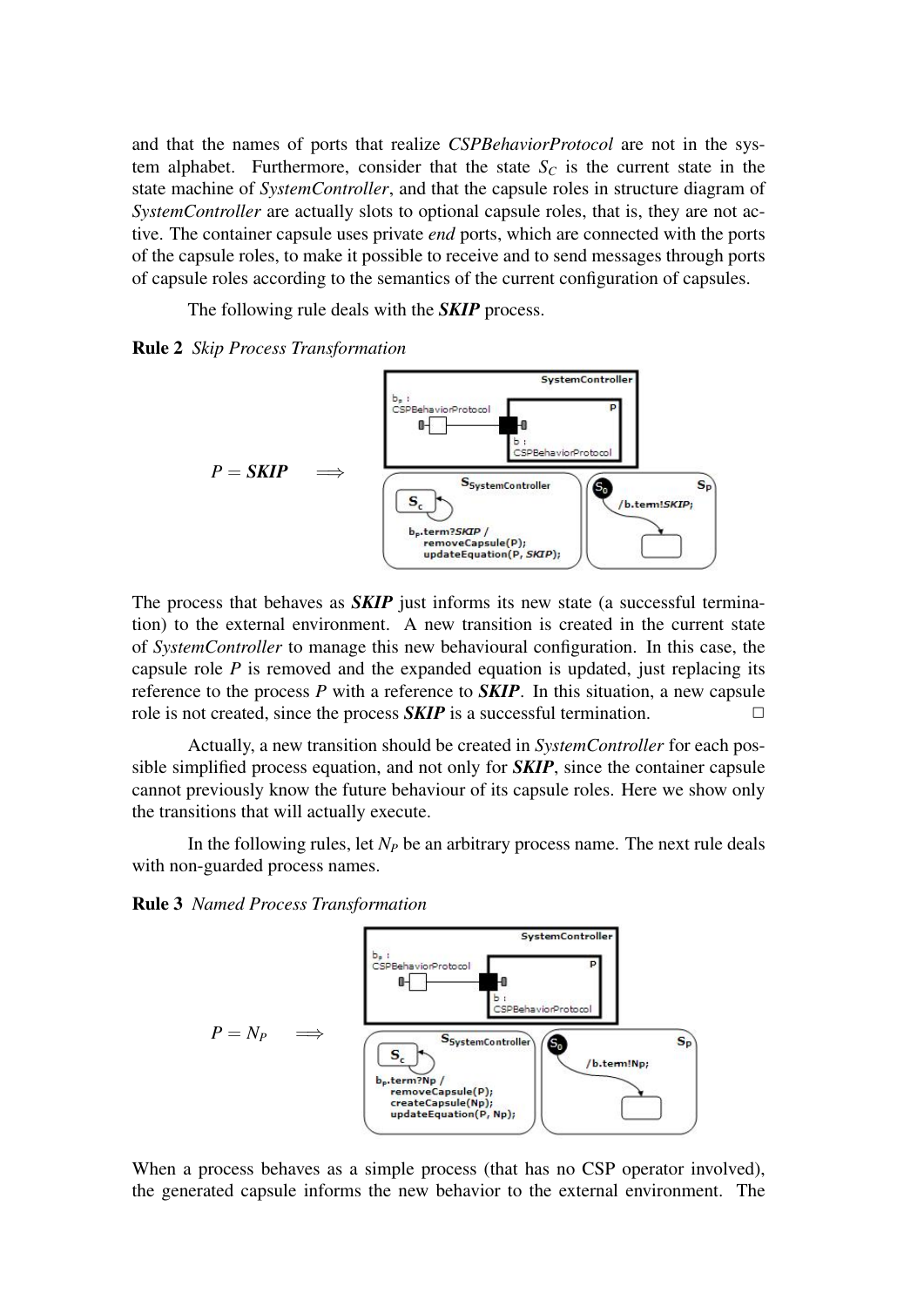and that the names of ports that realize *CSPBehaviorProtocol* are not in the system alphabet. Furthermore, consider that the state $S_C$ is the current state in the state machine of *SystemController*, and that the capsule roles in structure diagram of *SystemController* are actually slots to optional capsule roles, that is, they are not active. The container capsule uses private *end* ports, which are connected with the ports of the capsule roles, to make it possible to receive and to send messages through ports of capsule roles according to the semantics of the current configuration of capsules.

The following rule deals with the ***SKIP*** process.

**Rule 2** *Skip Process Transformation*

$P =$ ***SKIP*** $\implies$

The process that behaves as ***SKIP*** just informs its new state (a successful termination) to the external environment. A new transition is created in the current state of *SystemController* to manage this new behavioural configuration. In this case, the capsule role $P$ is removed and the expanded equation is updated, just replacing its reference to the process $P$ with a reference to ***SKIP***. In this situation, a new capsule role is not created, since the process ***SKIP*** is a successful termination. □

Actually, a new transition should be created in *SystemController* for each possible simplified process equation, and not only for ***SKIP***, since the container capsule cannot previously know the future behaviour of its capsule roles. Here we show only the transitions that will actually execute.

In the following rules, let $N_P$ be an arbitrary process name. The next rule deals with non-guarded process names.

**Rule 3** *Named Process Transformation*

$P = N_P \implies$

When a process behaves as a simple process (that has no CSP operator involved), the generated capsule informs the new behavior to the external environment. The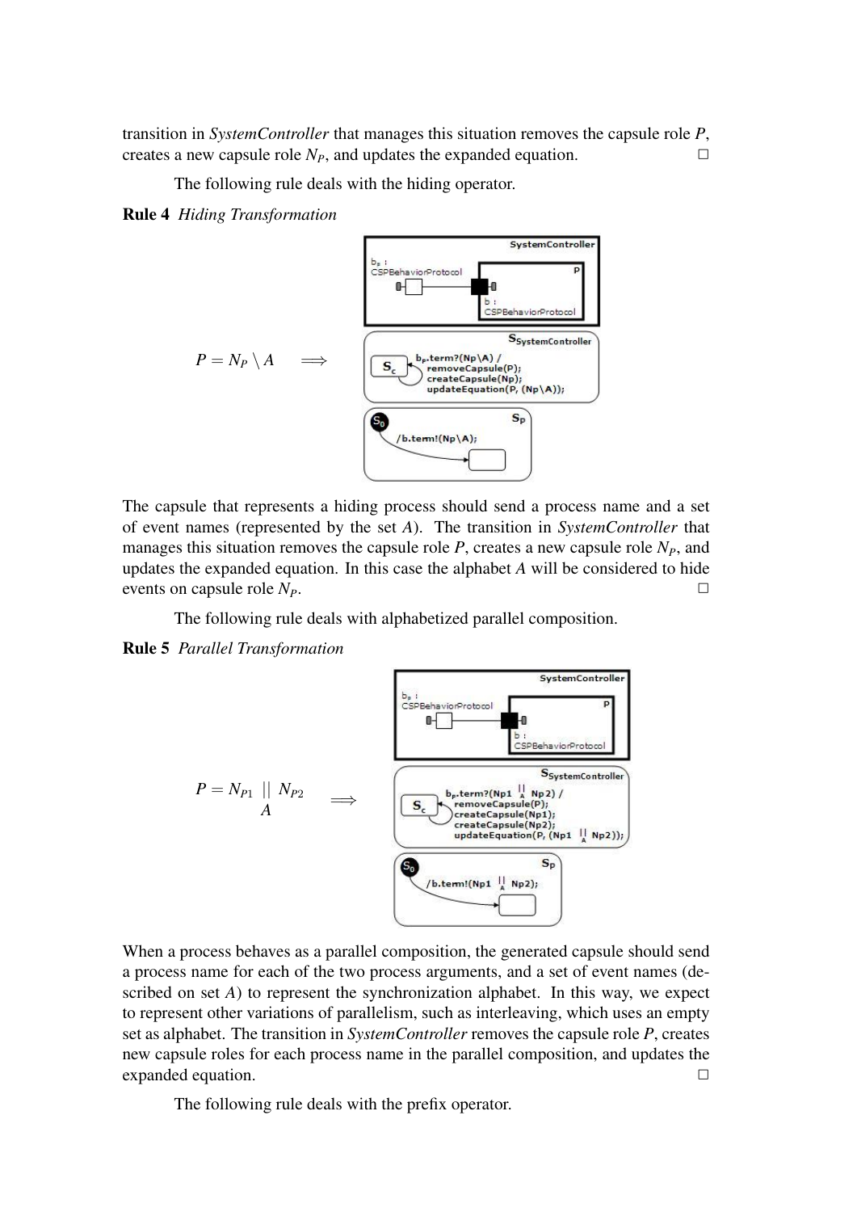transition in *SystemController* that manages this situation removes the capsule role $P$, creates a new capsule role $N_P$, and updates the expanded equation. □

The following rule deals with the hiding operator.

**Rule 4** *Hiding Transformation*

$$P = N_P \setminus A \quad \Longrightarrow$$

The capsule that represents a hiding process should send a process name and a set of event names (represented by the set $A$). The transition in *SystemController* that manages this situation removes the capsule role $P$, creates a new capsule role $N_P$, and updates the expanded equation. In this case the alphabet $A$ will be considered to hide events on capsule role $N_P$. □

The following rule deals with alphabetized parallel composition.

**Rule 5** *Parallel Transformation*

$$P = N_{P1} \underset{A}{||} N_{P2} \quad \Longrightarrow$$

When a process behaves as a parallel composition, the generated capsule should send a process name for each of the two process arguments, and a set of event names (described on set $A$) to represent the synchronization alphabet. In this way, we expect to represent other variations of parallelism, such as interleaving, which uses an empty set as alphabet. The transition in *SystemController* removes the capsule role $P$, creates new capsule roles for each process name in the parallel composition, and updates the expanded equation. □

The following rule deals with the prefix operator.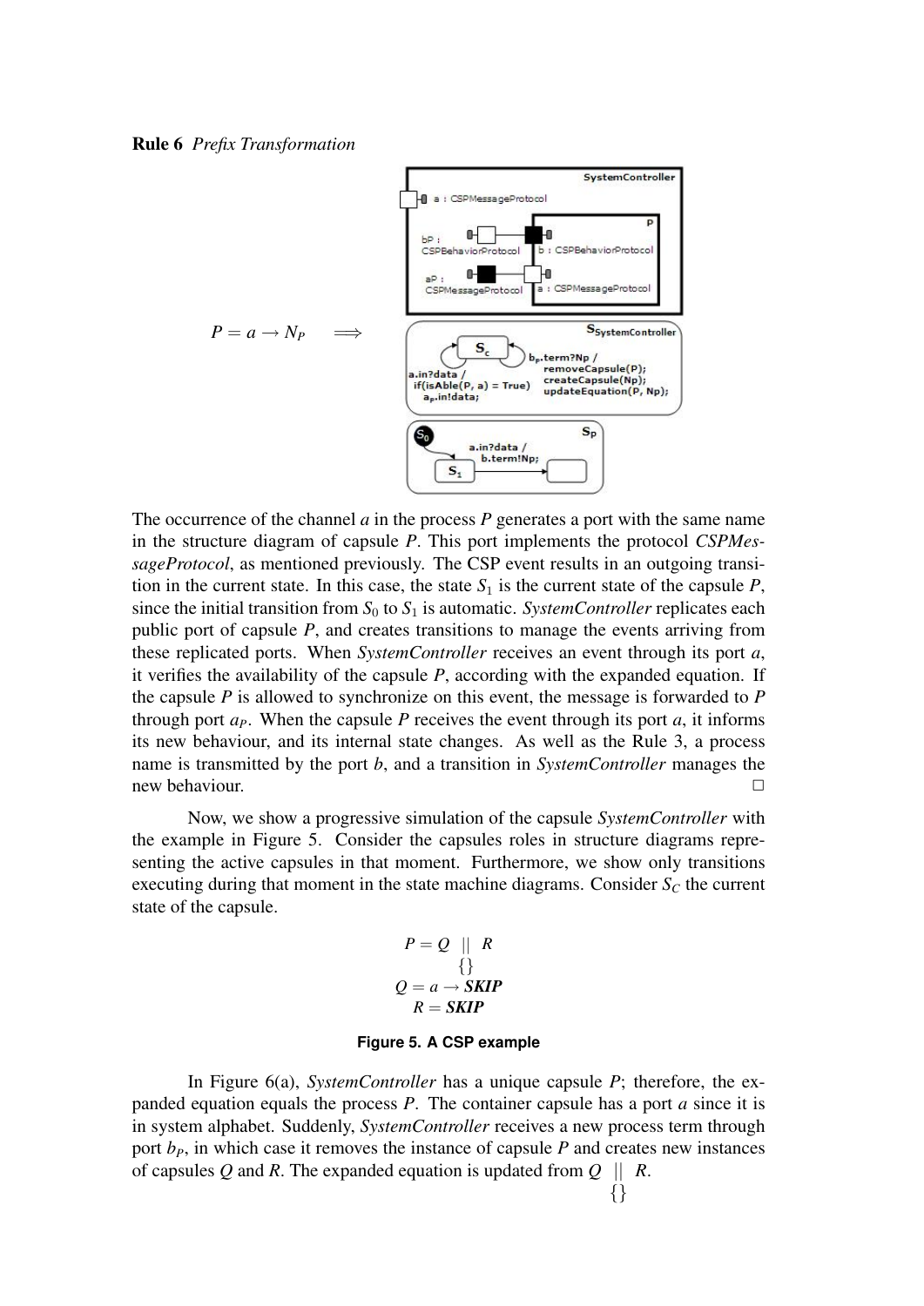**Rule 6** *Prefix Transformation*

$$P = a \rightarrow N_P \quad \Longrightarrow$$

The occurrence of the channel $a$ in the process $P$ generates a port with the same name in the structure diagram of capsule $P$. This port implements the protocol *CSPMessageProtocol*, as mentioned previously. The CSP event results in an outgoing transition in the current state. In this case, the state $S_1$ is the current state of the capsule $P$, since the initial transition from $S_0$ to $S_1$ is automatic. *SystemController* replicates each public port of capsule $P$, and creates transitions to manage the events arriving from these replicated ports. When *SystemController* receives an event through its port $a$, it verifies the availability of the capsule $P$, according with the expanded equation. If the capsule $P$ is allowed to synchronize on this event, the message is forwarded to $P$ through port $a_P$. When the capsule $P$ receives the event through its port $a$, it informs its new behaviour, and its internal state changes. As well as the Rule 3, a process name is transmitted by the port $b$, and a transition in *SystemController* manages the new behaviour. □

Now, we show a progressive simulation of the capsule *SystemController* with the example in Figure 5. Consider the capsules roles in structure diagrams representing the active capsules in that moment. Furthermore, we show only transitions executing during that moment in the state machine diagrams. Consider $S_C$ the current state of the capsule.

$$P = Q \underset{\{\}}{||} R$$
$$Q = a \rightarrow \textit{SKIP}$$
$$R = \textit{SKIP}$$

**Figure 5. A CSP example**

In Figure 6(a), *SystemController* has a unique capsule $P$; therefore, the expanded equation equals the process $P$. The container capsule has a port $a$ since it is in system alphabet. Suddenly, *SystemController* receives a new process term through port $b_P$, in which case it removes the instance of capsule $P$ and creates new instances of capsules $Q$ and $R$. The expanded equation is updated from $Q \underset{\{\}}{||} R$.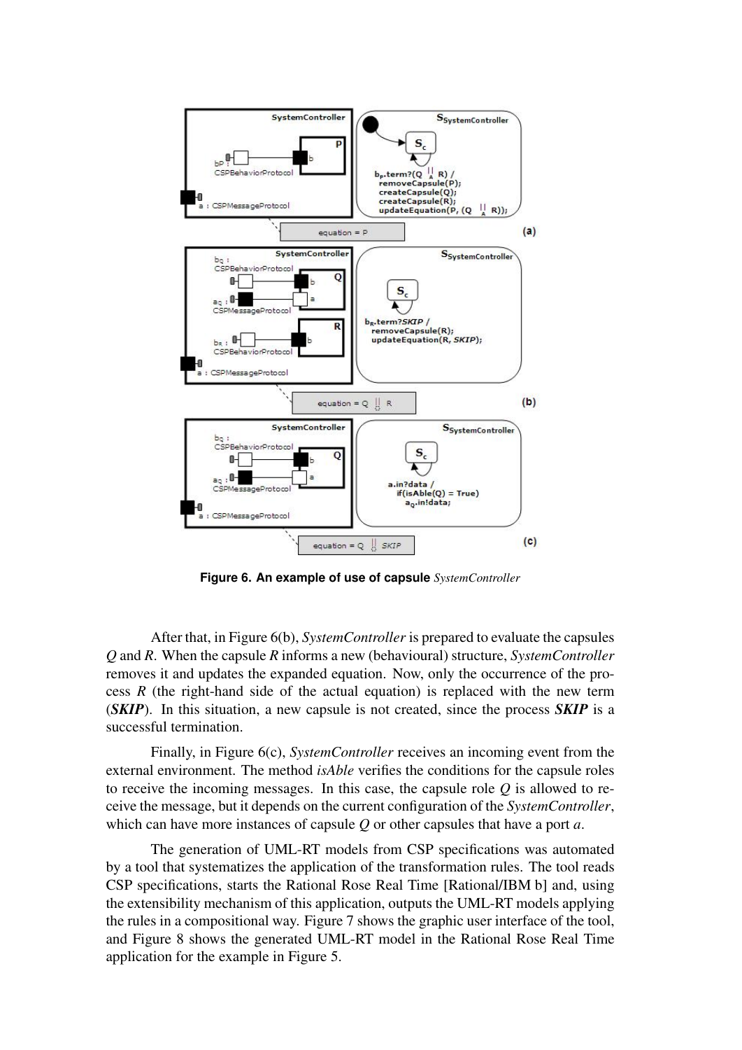**Figure 6. An example of use of capsule** *SystemController*

After that, in Figure 6(b), *SystemController* is prepared to evaluate the capsules *Q* and *R*. When the capsule *R* informs a new (behavioural) structure, *SystemController* removes it and updates the expanded equation. Now, only the occurrence of the process *R* (the right-hand side of the actual equation) is replaced with the new term (***SKIP***). In this situation, a new capsule is not created, since the process ***SKIP*** is a successful termination.

Finally, in Figure 6(c), *SystemController* receives an incoming event from the external environment. The method *isAble* verifies the conditions for the capsule roles to receive the incoming messages. In this case, the capsule role *Q* is allowed to receive the message, but it depends on the current configuration of the *SystemController*, which can have more instances of capsule *Q* or other capsules that have a port *a*.

The generation of UML-RT models from CSP specifications was automated by a tool that systematizes the application of the transformation rules. The tool reads CSP specifications, starts the Rational Rose Real Time [Rational/IBM b] and, using the extensibility mechanism of this application, outputs the UML-RT models applying the rules in a compositional way. Figure 7 shows the graphic user interface of the tool, and Figure 8 shows the generated UML-RT model in the Rational Rose Real Time application for the example in Figure 5.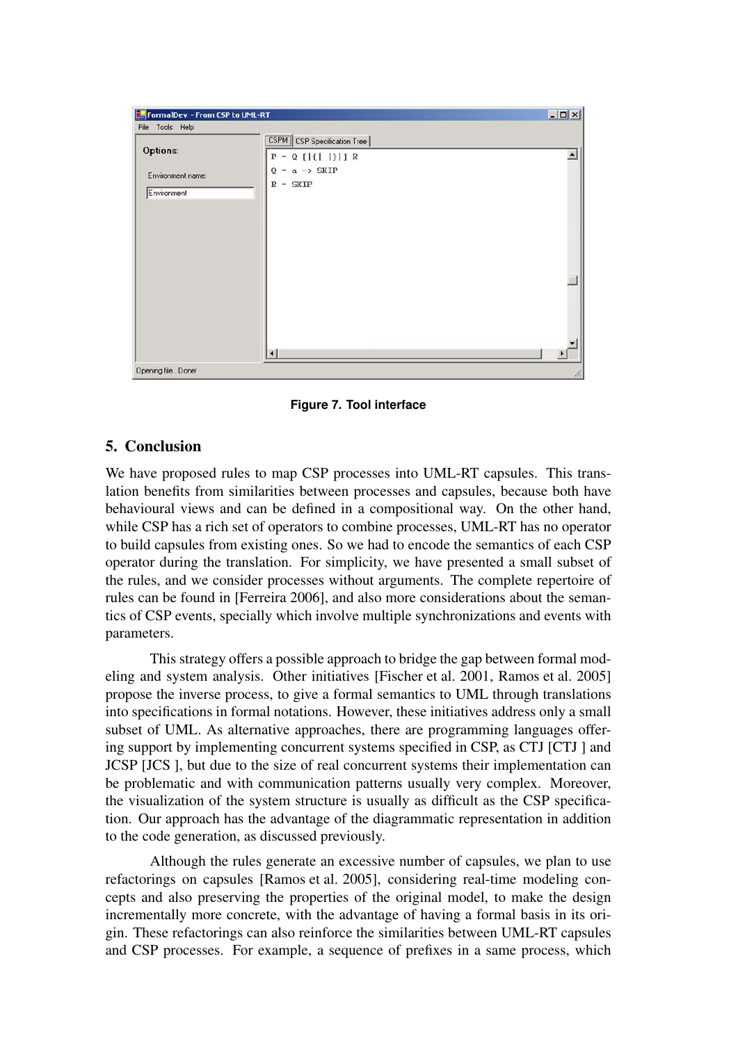Figure 7. Tool interface

## 5. Conclusion

We have proposed rules to map CSP processes into UML-RT capsules. This translation benefits from similarities between processes and capsules, because both have behavioural views and can be defined in a compositional way. On the other hand, while CSP has a rich set of operators to combine processes, UML-RT has no operator to build capsules from existing ones. So we had to encode the semantics of each CSP operator during the translation. For simplicity, we have presented a small subset of the rules, and we consider processes without arguments. The complete repertoire of rules can be found in [Ferreira 2006], and also more considerations about the semantics of CSP events, specially which involve multiple synchronizations and events with parameters.

This strategy offers a possible approach to bridge the gap between formal modeling and system analysis. Other initiatives [Fischer et al. 2001, Ramos et al. 2005] propose the inverse process, to give a formal semantics to UML through translations into specifications in formal notations. However, these initiatives address only a small subset of UML. As alternative approaches, there are programming languages offering support by implementing concurrent systems specified in CSP, as CTJ [CTJ ] and JCSP [JCS ], but due to the size of real concurrent systems their implementation can be problematic and with communication patterns usually very complex. Moreover, the visualization of the system structure is usually as difficult as the CSP specification. Our approach has the advantage of the diagrammatic representation in addition to the code generation, as discussed previously.

Although the rules generate an excessive number of capsules, we plan to use refactorings on capsules [Ramos et al. 2005], considering real-time modeling concepts and also preserving the properties of the original model, to make the design incrementally more concrete, with the advantage of having a formal basis in its origin. These refactorings can also reinforce the similarities between UML-RT capsules and CSP processes. For example, a sequence of prefixes in a same process, which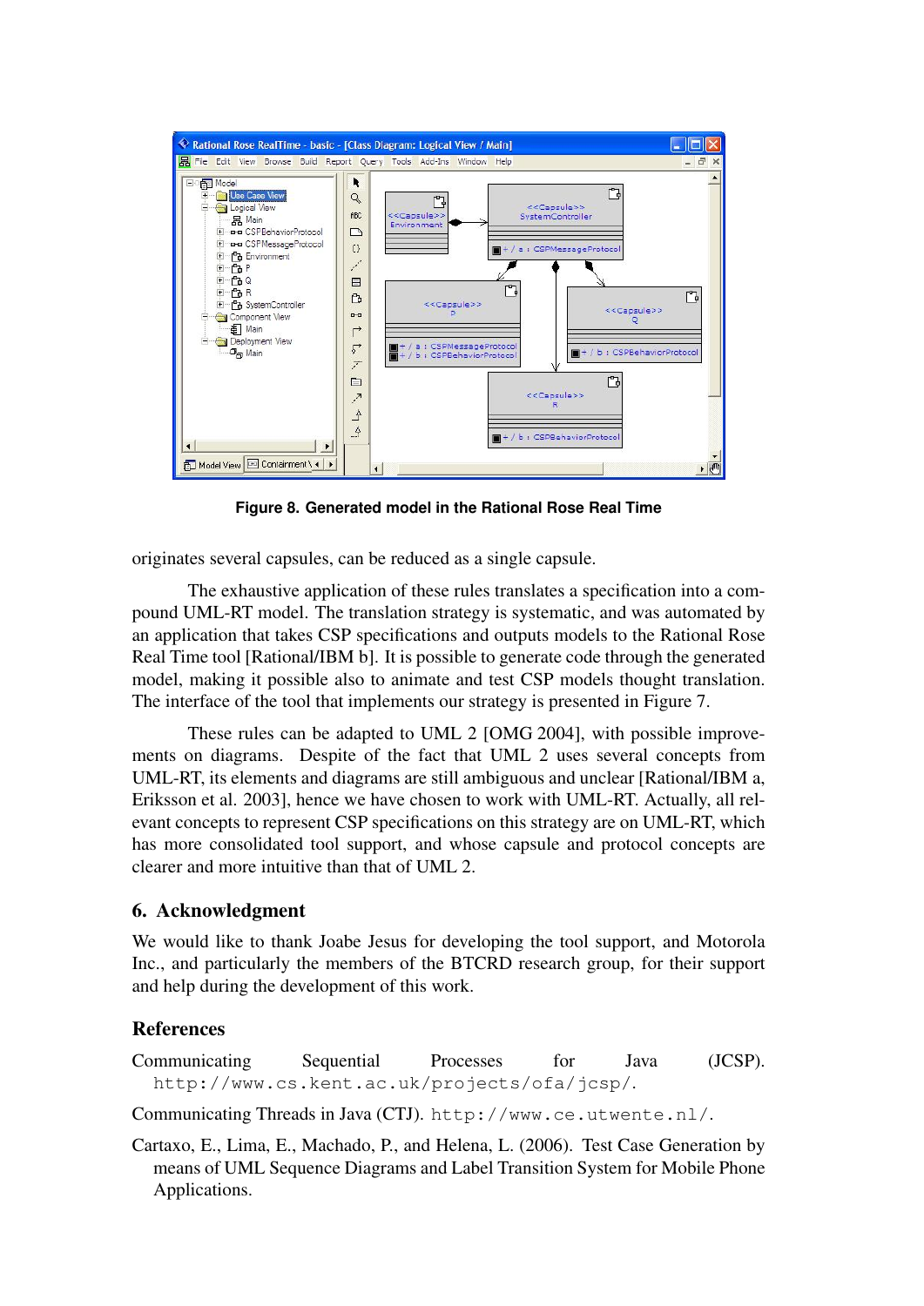**Figure 8. Generated model in the Rational Rose Real Time**

originates several capsules, can be reduced as a single capsule.

The exhaustive application of these rules translates a specification into a compound UML-RT model. The translation strategy is systematic, and was automated by an application that takes CSP specifications and outputs models to the Rational Rose Real Time tool [Rational/IBM b]. It is possible to generate code through the generated model, making it possible also to animate and test CSP models thought translation. The interface of the tool that implements our strategy is presented in Figure 7.

These rules can be adapted to UML 2 [OMG 2004], with possible improvements on diagrams. Despite of the fact that UML 2 uses several concepts from UML-RT, its elements and diagrams are still ambiguous and unclear [Rational/IBM a, Eriksson et al. 2003], hence we have chosen to work with UML-RT. Actually, all relevant concepts to represent CSP specifications on this strategy are on UML-RT, which has more consolidated tool support, and whose capsule and protocol concepts are clearer and more intuitive than that of UML 2.

## 6. Acknowledgment

We would like to thank Joabe Jesus for developing the tool support, and Motorola Inc., and particularly the members of the BTCRD research group, for their support and help during the development of this work.

## References

Communicating Sequential Processes for Java (JCSP). `http://www.cs.kent.ac.uk/projects/ofa/jcsp/`.

Communicating Threads in Java (CTJ). `http://www.ce.utwente.nl/`.

Cartaxo, E., Lima, E., Machado, P., and Helena, L. (2006). Test Case Generation by means of UML Sequence Diagrams and Label Transition System for Mobile Phone Applications.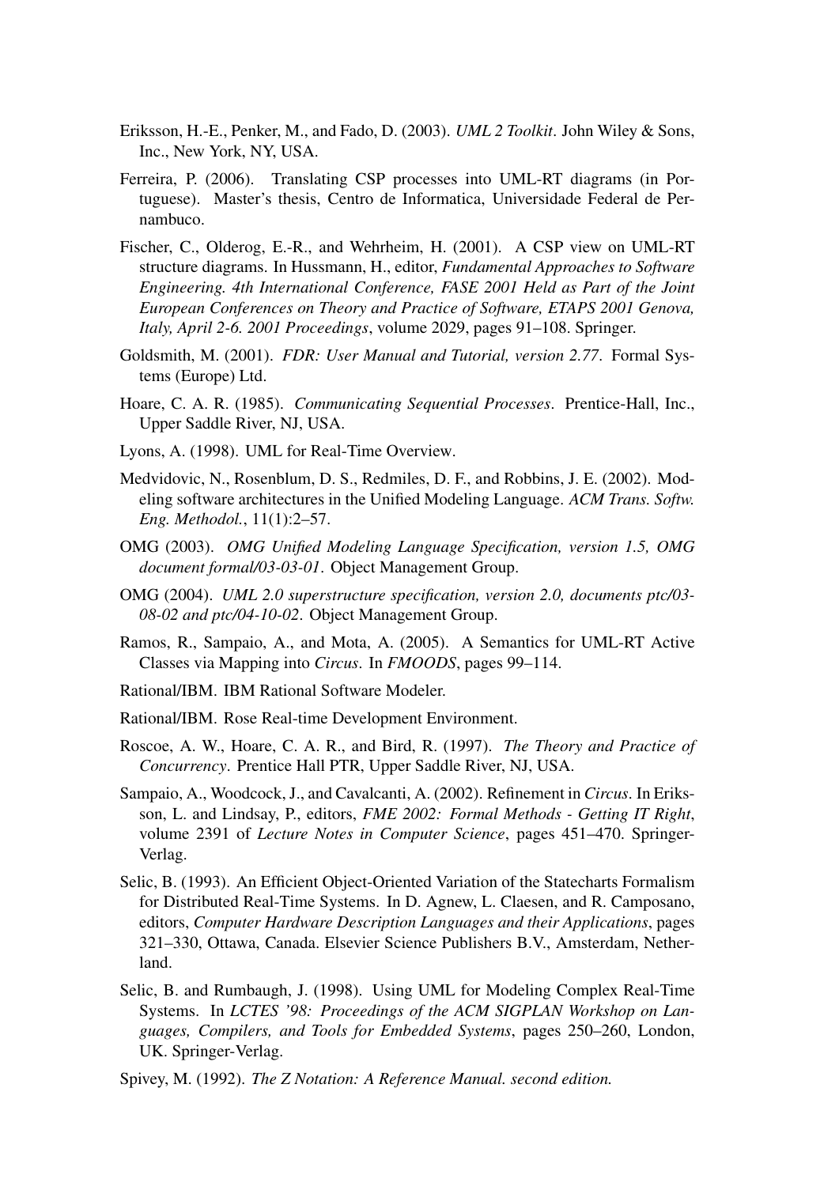Eriksson, H.-E., Penker, M., and Fado, D. (2003). *UML 2 Toolkit*. John Wiley & Sons, Inc., New York, NY, USA.

Ferreira, P. (2006). Translating CSP processes into UML-RT diagrams (in Portuguese). Master's thesis, Centro de Informatica, Universidade Federal de Pernambuco.

Fischer, C., Olderog, E.-R., and Wehrheim, H. (2001). A CSP view on UML-RT structure diagrams. In Hussmann, H., editor, *Fundamental Approaches to Software Engineering. 4th International Conference, FASE 2001 Held as Part of the Joint European Conferences on Theory and Practice of Software, ETAPS 2001 Genova, Italy, April 2-6. 2001 Proceedings*, volume 2029, pages 91–108. Springer.

Goldsmith, M. (2001). *FDR: User Manual and Tutorial, version 2.77*. Formal Systems (Europe) Ltd.

Hoare, C. A. R. (1985). *Communicating Sequential Processes*. Prentice-Hall, Inc., Upper Saddle River, NJ, USA.

Lyons, A. (1998). UML for Real-Time Overview.

Medvidovic, N., Rosenblum, D. S., Redmiles, D. F., and Robbins, J. E. (2002). Modeling software architectures in the Unified Modeling Language. *ACM Trans. Softw. Eng. Methodol.*, 11(1):2–57.

OMG (2003). *OMG Unified Modeling Language Specification, version 1.5, OMG document formal/03-03-01*. Object Management Group.

OMG (2004). *UML 2.0 superstructure specification, version 2.0, documents ptc/03-08-02 and ptc/04-10-02*. Object Management Group.

Ramos, R., Sampaio, A., and Mota, A. (2005). A Semantics for UML-RT Active Classes via Mapping into *Circus*. In *FMOODS*, pages 99–114.

Rational/IBM. IBM Rational Software Modeler.

Rational/IBM. Rose Real-time Development Environment.

Roscoe, A. W., Hoare, C. A. R., and Bird, R. (1997). *The Theory and Practice of Concurrency*. Prentice Hall PTR, Upper Saddle River, NJ, USA.

Sampaio, A., Woodcock, J., and Cavalcanti, A. (2002). Refinement in *Circus*. In Eriksson, L. and Lindsay, P., editors, *FME 2002: Formal Methods - Getting IT Right*, volume 2391 of *Lecture Notes in Computer Science*, pages 451–470. Springer-Verlag.

Selic, B. (1993). An Efficient Object-Oriented Variation of the Statecharts Formalism for Distributed Real-Time Systems. In D. Agnew, L. Claesen, and R. Camposano, editors, *Computer Hardware Description Languages and their Applications*, pages 321–330, Ottawa, Canada. Elsevier Science Publishers B.V., Amsterdam, Netherland.

Selic, B. and Rumbaugh, J. (1998). Using UML for Modeling Complex Real-Time Systems. In *LCTES '98: Proceedings of the ACM SIGPLAN Workshop on Languages, Compilers, and Tools for Embedded Systems*, pages 250–260, London, UK. Springer-Verlag.

Spivey, M. (1992). *The Z Notation: A Reference Manual. second edition.*